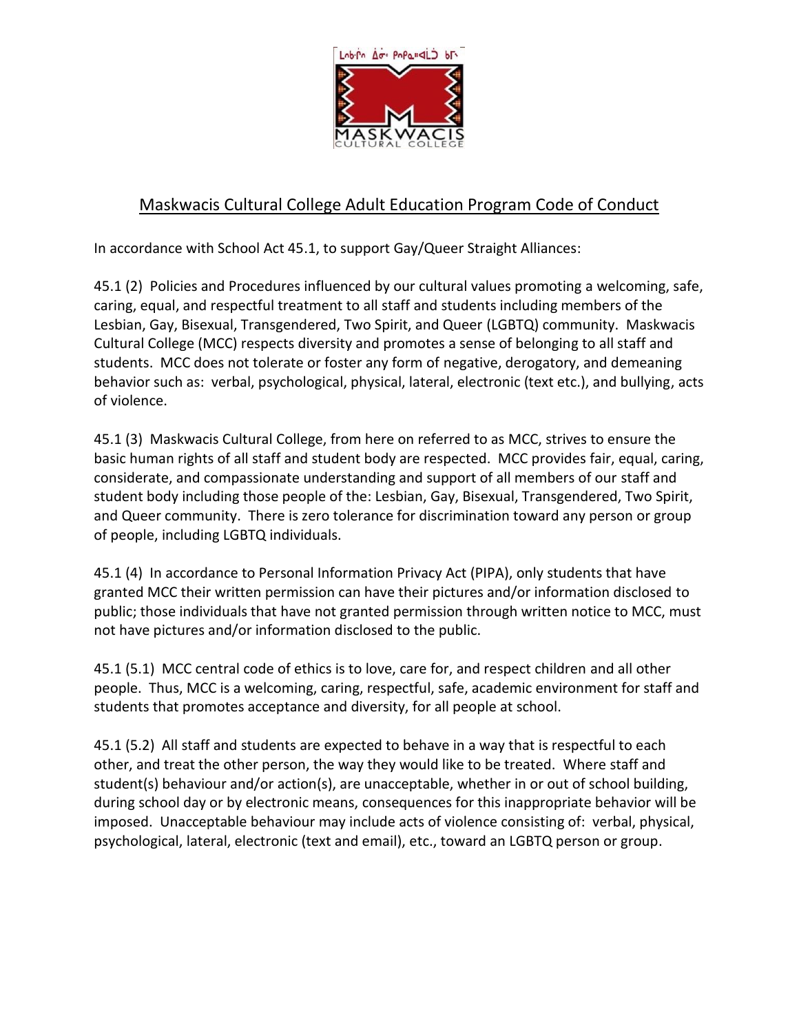# Maskwacis Cultural College Adult Education Program Code of Conduct

In accordance with School Act 45.1, to support Gay/Queer Straight Alliances:

45.1 (2) Policies and Procedures influenced by our cultural values promoting a welcoming, safe, caring, equal, and respectful treatment to all staff and students including members of the Lesbian, Gay, Bisexual, Transgendered, Two Spirit, and Queer (LGBTQ) community. Maskwacis Cultural College (MCC) respects diversity and promotes a sense of belonging to all staff and students. MCC does not tolerate or foster any form of negative, derogatory, and demeaning behavior such as: verbal, psychological, physical, lateral, electronic (text etc.), and bullying, acts of violence.

45.1 (3) Maskwacis Cultural College, from here on referred to as MCC, strives to ensure the basic human rights of all staff and student body are respected. MCC provides fair, equal, caring, considerate, and compassionate understanding and support of all members of our staff and student body including those people of the: Lesbian, Gay, Bisexual, Transgendered, Two Spirit, and Queer community. There is zero tolerance for discrimination toward any person or group of people, including LGBTQ individuals.

45.1 (4) In accordance to Personal Information Privacy Act (PIPA), only students that have granted MCC their written permission can have their pictures and/or information disclosed to public; those individuals that have not granted permission through written notice to MCC, must not have pictures and/or information disclosed to the public.

45.1 (5.1) MCC central code of ethics is to love, care for, and respect children and all other people. Thus, MCC is a welcoming, caring, respectful, safe, academic environment for staff and students that promotes acceptance and diversity, for all people at school.

45.1 (5.2) All staff and students are expected to behave in a way that is respectful to each other, and treat the other person, the way they would like to be treated. Where staff and student(s) behaviour and/or action(s), are unacceptable, whether in or out of school building, during school day or by electronic means, consequences for this inappropriate behavior will be imposed. Unacceptable behaviour may include acts of violence consisting of: verbal, physical, psychological, lateral, electronic (text and email), etc., toward an LGBTQ person or group.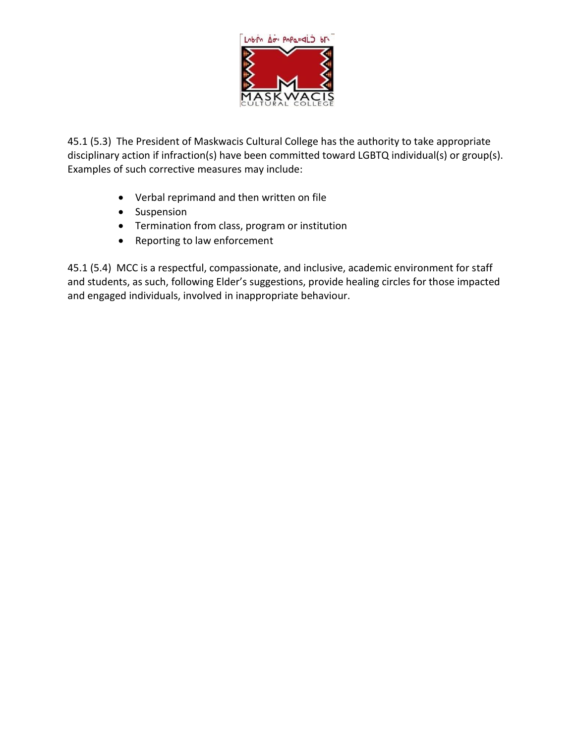45.1 (5.3) The President of Maskwacis Cultural College has the authority to take appropriate disciplinary action if infraction(s) have been committed toward LGBTQ individual(s) or group(s). Examples of such corrective measures may include:

- Verbal reprimand and then written on file
- Suspension
- Termination from class, program or institution
- Reporting to law enforcement

45.1 (5.4) MCC is a respectful, compassionate, and inclusive, academic environment for staff and students, as such, following Elder's suggestions, provide healing circles for those impacted and engaged individuals, involved in inappropriate behaviour.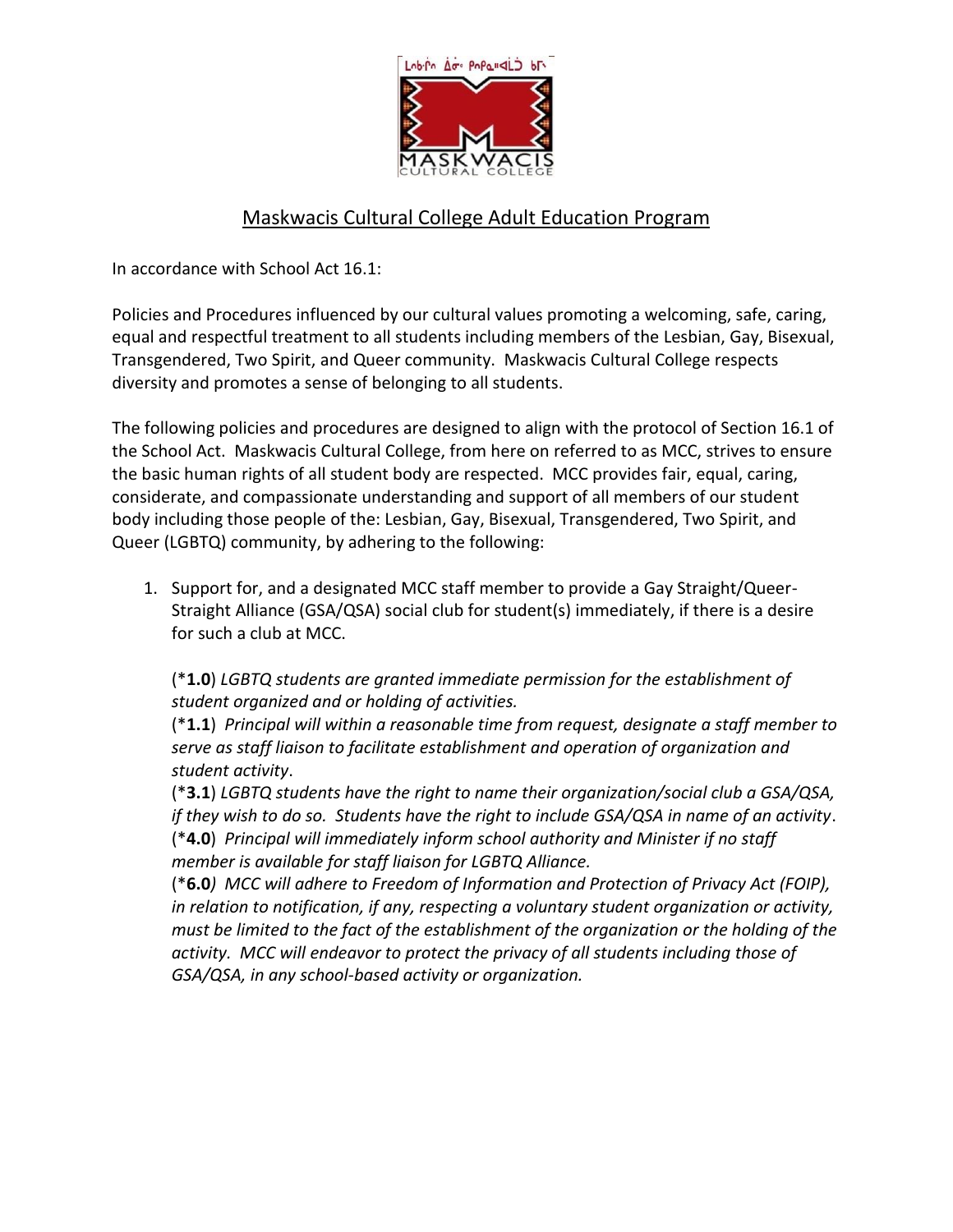## Maskwacis Cultural College Adult Education Program

In accordance with School Act 16.1:

Policies and Procedures influenced by our cultural values promoting a welcoming, safe, caring, equal and respectful treatment to all students including members of the Lesbian, Gay, Bisexual, Transgendered, Two Spirit, and Queer community. Maskwacis Cultural College respects diversity and promotes a sense of belonging to all students.

The following policies and procedures are designed to align with the protocol of Section 16.1 of the School Act. Maskwacis Cultural College, from here on referred to as MCC, strives to ensure the basic human rights of all student body are respected. MCC provides fair, equal, caring, considerate, and compassionate understanding and support of all members of our student body including those people of the: Lesbian, Gay, Bisexual, Transgendered, Two Spirit, and Queer (LGBTQ) community, by adhering to the following:

1. Support for, and a designated MCC staff member to provide a Gay Straight/Queer-Straight Alliance (GSA/QSA) social club for student(s) immediately, if there is a desire for such a club at MCC.

   (***1.0**) *LGBTQ students are granted immediate permission for the establishment of student organized and or holding of activities.*
   (***1.1**) *Principal will within a reasonable time from request, designate a staff member to serve as staff liaison to facilitate establishment and operation of organization and student activity*.
   (***3.1**) *LGBTQ students have the right to name their organization/social club a GSA/QSA, if they wish to do so. Students have the right to include GSA/QSA in name of an activity*.
   (***4.0**) *Principal will immediately inform school authority and Minister if no staff member is available for staff liaison for LGBTQ Alliance.*
   (***6.0**) *MCC will adhere to Freedom of Information and Protection of Privacy Act (FOIP), in relation to notification, if any, respecting a voluntary student organization or activity, must be limited to the fact of the establishment of the organization or the holding of the activity. MCC will endeavor to protect the privacy of all students including those of GSA/QSA, in any school-based activity or organization.*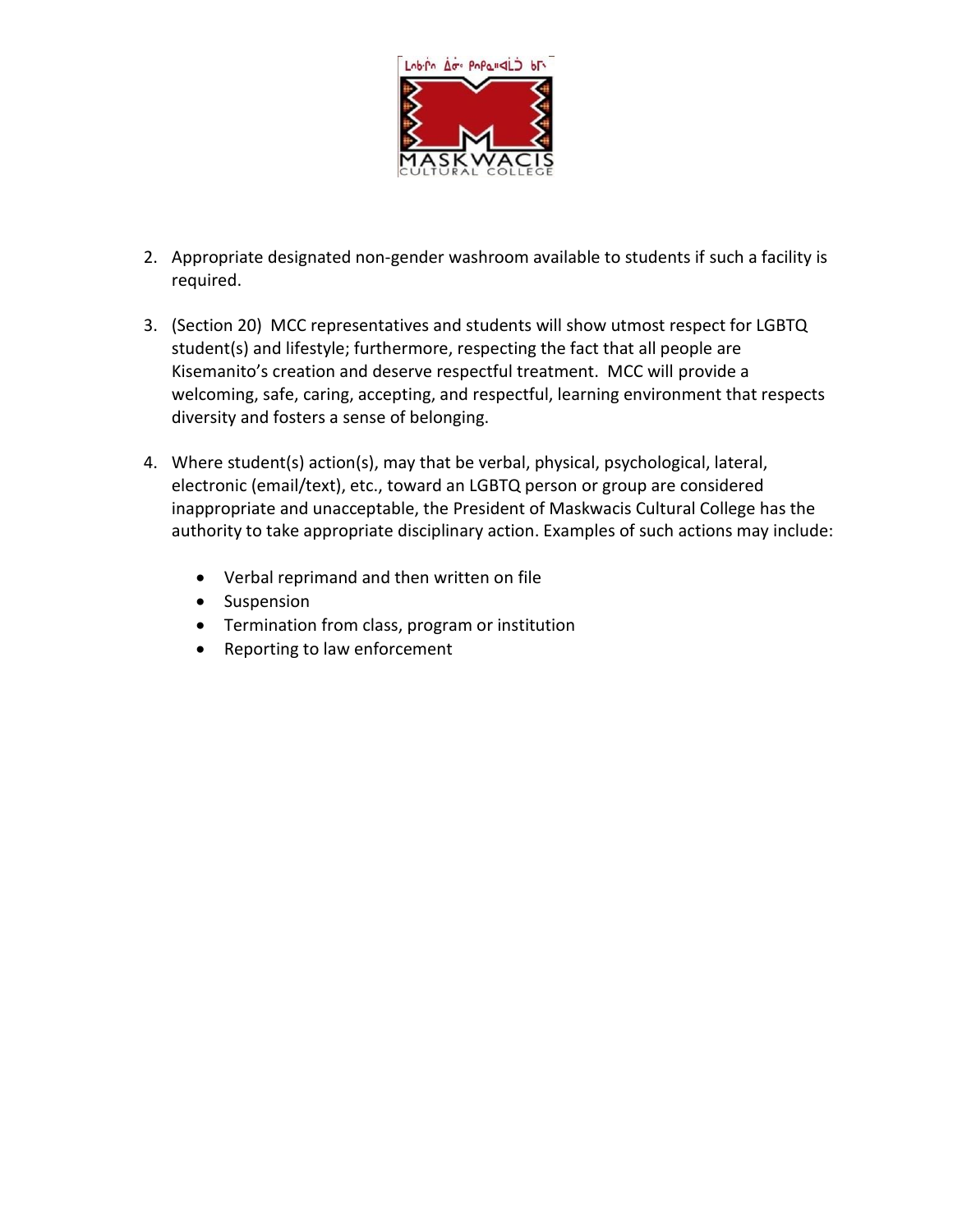2. Appropriate designated non-gender washroom available to students if such a facility is required.

3. (Section 20) MCC representatives and students will show utmost respect for LGBTQ student(s) and lifestyle; furthermore, respecting the fact that all people are Kisemanito's creation and deserve respectful treatment. MCC will provide a welcoming, safe, caring, accepting, and respectful, learning environment that respects diversity and fosters a sense of belonging.

4. Where student(s) action(s), may that be verbal, physical, psychological, lateral, electronic (email/text), etc., toward an LGBTQ person or group are considered inappropriate and unacceptable, the President of Maskwacis Cultural College has the authority to take appropriate disciplinary action. Examples of such actions may include:

    - Verbal reprimand and then written on file
    - Suspension
    - Termination from class, program or institution
    - Reporting to law enforcement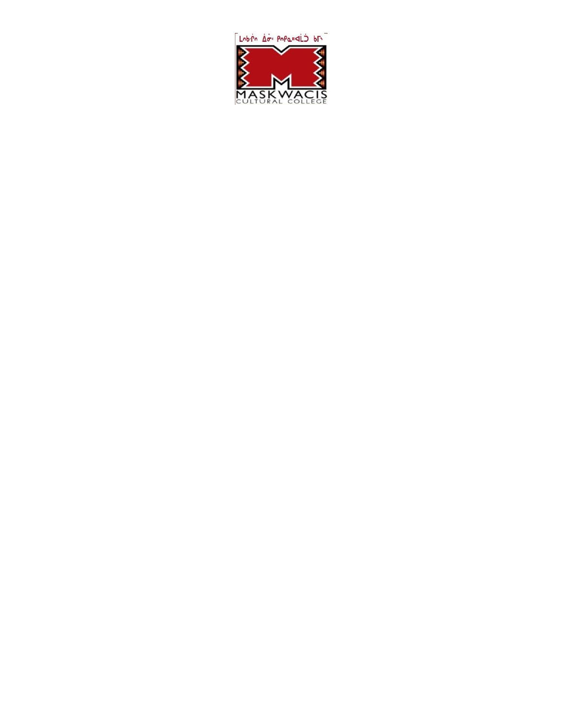ᒪᐢᑿᒋᐢ ᐄᓃᐤ ᑭᐢᑭᓇᐦᐊᒪᑐ ᑲᒥᐠ

MASKWACIS
CULTURAL COLLEGE